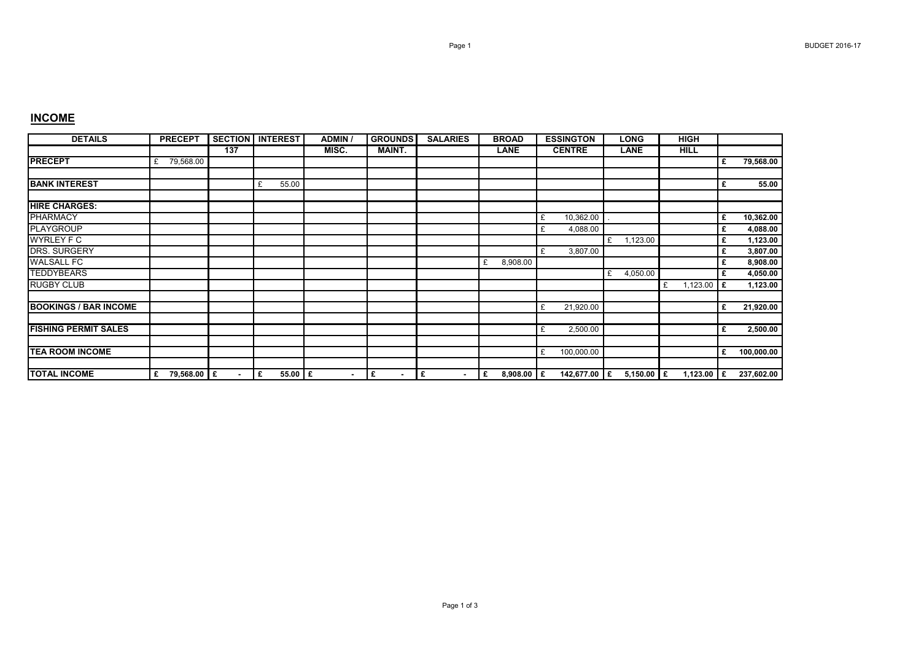## INCOME

| DETAILS | PRECEPT | SECTION 137 | INTEREST | ADMIN / MISC. | GROUNDS MAINT. | SALARIES | BROAD LANE | ESSINGTON CENTRE | LONG LANE | HIGH HILL | |
|---|---|---|---|---|---|---|---|---|---|---|---|
| **PRECEPT** | £ 79,568.00 | | | | | | | | | | **£ 79,568.00** |
| | | | | | | | | | | | |
| **BANK INTEREST** | | | £ 55.00 | | | | | | | | **£ 55.00** |
| | | | | | | | | | | | |
| **HIRE CHARGES:** | | | | | | | | | | | |
| PHARMACY | | | | | | | | £ 10,362.00 | . | | **£ 10,362.00** |
| PLAYGROUP | | | | | | | | £ 4,088.00 | | | **£ 4,088.00** |
| WYRLEY F C | | | | | | | | | £ 1,123.00 | | **£ 1,123.00** |
| DRS. SURGERY | | | | | | | | £ 3,807.00 | | | **£ 3,807.00** |
| WALSALL FC | | | | | | | £ 8,908.00 | | | | **£ 8,908.00** |
| TEDDYBEARS | | | | | | | | | £ 4,050.00 | | **£ 4,050.00** |
| RUGBY CLUB | | | | | | | | | | £ 1,123.00 | **£ 1,123.00** |
| | | | | | | | | | | | |
| **BOOKINGS / BAR INCOME** | | | | | | | | £ 21,920.00 | | | **£ 21,920.00** |
| | | | | | | | | | | | |
| **FISHING PERMIT SALES** | | | | | | | | £ 2,500.00 | | | **£ 2,500.00** |
| | | | | | | | | | | | |
| **TEA ROOM INCOME** | | | | | | | | £ 100,000.00 | | | **£ 100,000.00** |
| | | | | | | | | | | | |
| **TOTAL INCOME** | **£ 79,568.00** | **£ -** | **£ 55.00** | **£ -** | **£ -** | **£ -** | **£ 8,908.00** | **£ 142,677.00** | **£ 5,150.00** | **£ 1,123.00** | **£ 237,602.00** |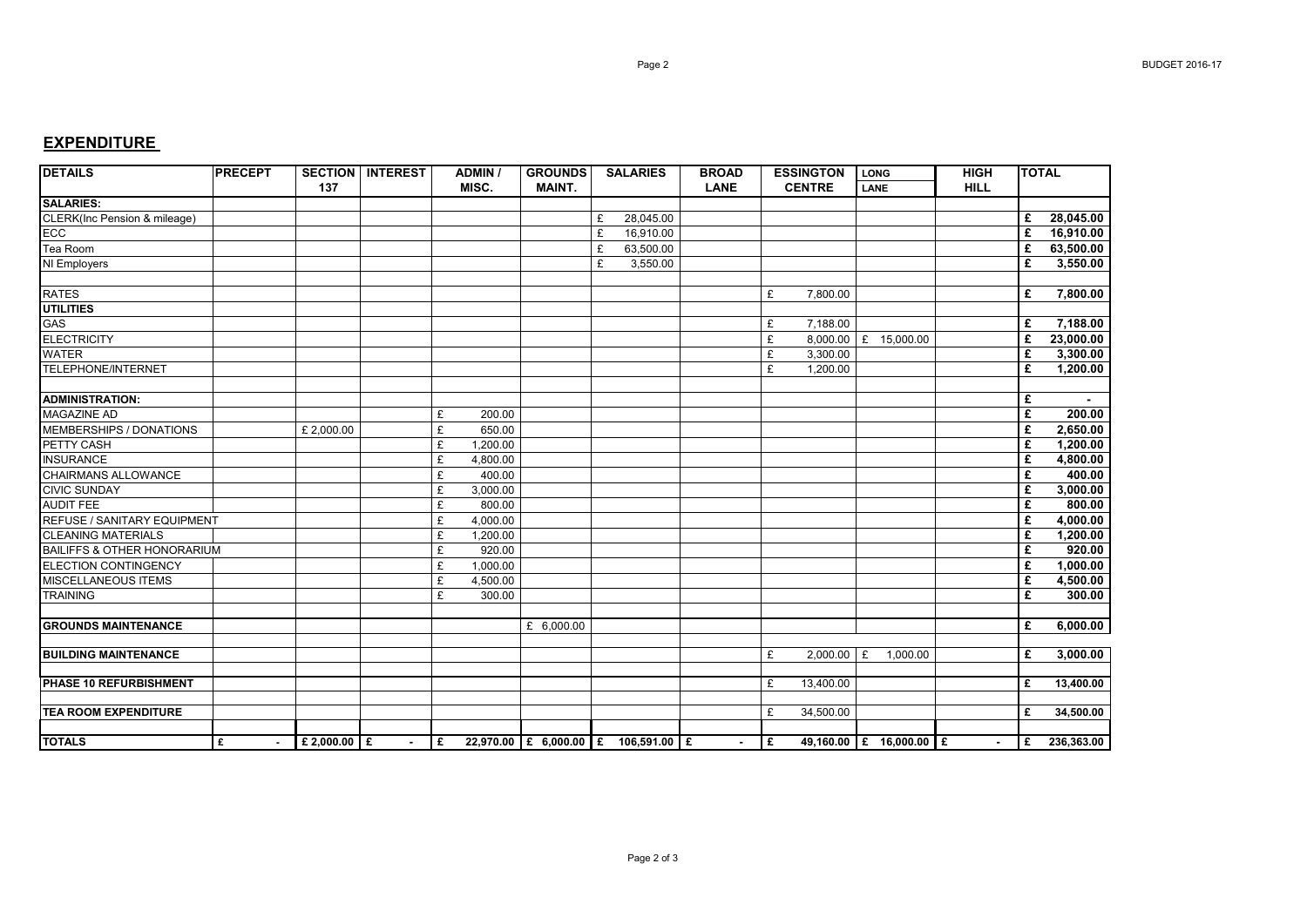## EXPENDITURE

| DETAILS | PRECEPT | SECTION 137 | INTEREST | ADMIN / MISC. | GROUNDS MAINT. | SALARIES | BROAD LANE | ESSINGTON CENTRE | LONG LANE | HIGH HILL | TOTAL |
|---|---|---|---|---|---|---|---|---|---|---|---|
| **SALARIES:** | | | | | | | | | | | |
| CLERK(Inc Pension & mileage) | | | | | | £ 28,045.00 | | | | | **£ 28,045.00** |
| ECC | | | | | | £ 16,910.00 | | | | | **£ 16,910.00** |
| Tea Room | | | | | | £ 63,500.00 | | | | | **£ 63,500.00** |
| NI Employers | | | | | | £ 3,550.00 | | | | | **£ 3,550.00** |
| | | | | | | | | | | | |
| RATES | | | | | | | | £ 7,800.00 | | | **£ 7,800.00** |
| **UTILITIES** | | | | | | | | | | | |
| GAS | | | | | | | | £ 7,188.00 | | | **£ 7,188.00** |
| ELECTRICITY | | | | | | | | £ 8,000.00 | £ 15,000.00 | | **£ 23,000.00** |
| WATER | | | | | | | | £ 3,300.00 | | | **£ 3,300.00** |
| TELEPHONE/INTERNET | | | | | | | | £ 1,200.00 | | | **£ 1,200.00** |
| | | | | | | | | | | | |
| **ADMINISTRATION:** | | | | | | | | | | | **£ -** |
| MAGAZINE AD | | | | £ 200.00 | | | | | | | **£ 200.00** |
| MEMBERSHIPS / DONATIONS | | £ 2,000.00 | | £ 650.00 | | | | | | | **£ 2,650.00** |
| PETTY CASH | | | | £ 1,200.00 | | | | | | | **£ 1,200.00** |
| INSURANCE | | | | £ 4,800.00 | | | | | | | **£ 4,800.00** |
| CHAIRMANS ALLOWANCE | | | | £ 400.00 | | | | | | | **£ 400.00** |
| CIVIC SUNDAY | | | | £ 3,000.00 | | | | | | | **£ 3,000.00** |
| AUDIT FEE | | | | £ 800.00 | | | | | | | **£ 800.00** |
| REFUSE / SANITARY EQUIPMENT | | | | £ 4,000.00 | | | | | | | **£ 4,000.00** |
| CLEANING MATERIALS | | | | £ 1,200.00 | | | | | | | **£ 1,200.00** |
| BAILIFFS & OTHER HONORARIUM | | | | £ 920.00 | | | | | | | **£ 920.00** |
| ELECTION CONTINGENCY | | | | £ 1,000.00 | | | | | | | **£ 1,000.00** |
| MISCELLANEOUS ITEMS | | | | £ 4,500.00 | | | | | | | **£ 4,500.00** |
| TRAINING | | | | £ 300.00 | | | | | | | **£ 300.00** |
| | | | | | | | | | | | |
| **GROUNDS MAINTENANCE** | | | | | £ 6,000.00 | | | | | | **£ 6,000.00** |
| | | | | | | | | | | | |
| **BUILDING MAINTENANCE** | | | | | | | | £ 2,000.00 | £ 1,000.00 | | **£ 3,000.00** |
| | | | | | | | | | | | |
| **PHASE 10 REFURBISHMENT** | | | | | | | | £ 13,400.00 | | | **£ 13,400.00** |
| | | | | | | | | | | | |
| **TEA ROOM EXPENDITURE** | | | | | | | | £ 34,500.00 | | | **£ 34,500.00** |
| | | | | | | | | | | | |
| **TOTALS** | **£ -** | **£ 2,000.00** | **£ -** | **£ 22,970.00** | **£ 6,000.00** | **£ 106,591.00** | **£ -** | **£ 49,160.00** | **£ 16,000.00** | **£ -** | **£ 236,363.00** |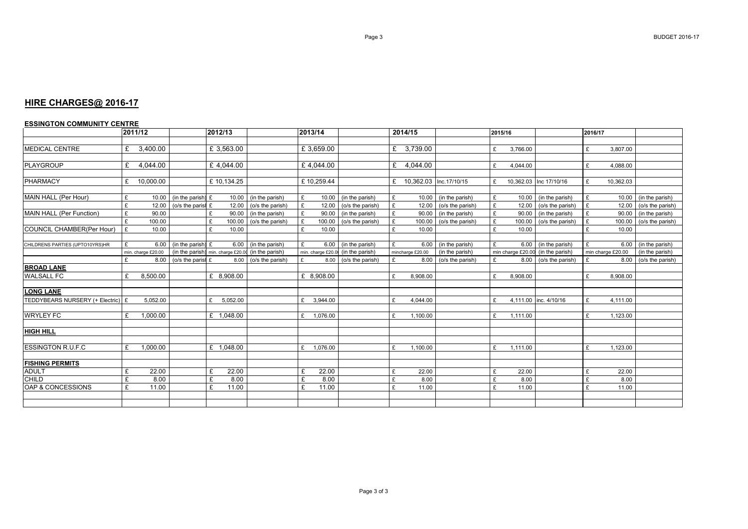## HIRE CHARGES@ 2016-17

### ESSINGTON COMMUNITY CENTRE

| | 2011/12 | | 2012/13 | | 2013/14 | | 2014/15 | | 2015/16 | | 2016/17 | |
|---|---|---|---|---|---|---|---|---|---|---|---|---|
| MEDICAL CENTRE | £ 3,400.00 | | £ 3,563.00 | | £ 3,659.00 | | £ 3,739.00 | | £ 3,766.00 | | £ 3,807.00 | |
| PLAYGROUP | £ 4,044.00 | | £ 4,044.00 | | £ 4,044.00 | | £ 4,044.00 | | £ 4,044.00 | | £ 4,088.00 | |
| PHARMACY | £ 10,000.00 | | £ 10,134.25 | | £ 10,259.44 | | £ 10,362.03 | Inc.17/10/15 | £ 10,362.03 | Inc 17/10/16 | £ 10,362.03 | |
| MAIN HALL (Per Hour) | £ 10.00 | (in the parish) | £ 10.00 | (in the parish) | £ 10.00 | (in the parish) | £ 10.00 | (in the parish) | £ 10.00 | (in the parish) | £ 10.00 | (in the parish) |
| | £ 12.00 | (o/s the parish) | £ 12.00 | (o/s the parish) | £ 12.00 | (o/s the parish) | £ 12.00 | (o/s the parish) | £ 12.00 | (o/s the parish) | £ 12.00 | (o/s the parish) |
| MAIN HALL (Per Function) | £ 90.00 | | £ 90.00 | (in the parish) | £ 90.00 | (in the parish) | £ 90.00 | (in the parish) | £ 90.00 | (in the parish) | £ 90.00 | (in the parish) |
| | £ 100.00 | | £ 100.00 | (o/s the parish) | £ 100.00 | (o/s the parish) | £ 100.00 | (o/s the parish) | £ 100.00 | (o/s the parish) | £ 100.00 | (o/s the parish) |
| COUNCIL CHAMBER(Per Hour) | £ 10.00 | | £ 10.00 | | £ 10.00 | | £ 10.00 | | £ 10.00 | | £ 10.00 | |
| CHILDRENS PARTIES (UPTO10YRS)HR | £ 6.00 | (in the parish) | £ 6.00 | (in the parish) | £ 6.00 | (in the parish) | £ 6.00 | (in the parish) | £ 6.00 | (in the parish) | £ 6.00 | (in the parish) |
| | min. charge £20.00 | (in the parish) | min. charge £20.00 | (in the parish) | min. charge £20.00 | (in the parish) | mincharge £20.00 | (in the parish) | min charge £20.00 | (in the parish) | min charge £20.00 | (in the parish) |
| | £ 8.00 | (o/s the parish) | £ 8.00 | (o/s the parish) | £ 8.00 | (o/s the parish) | £ 8.00 | (o/s the parish) | £ 8.00 | (o/s the parish) | £ 8.00 | (o/s the parish) |
| **BROAD LANE** | | | | | | | | | | | | |
| WALSALL FC | £ 8,500.00 | | £ 8,908.00 | | £ 8,908.00 | | £ 8,908.00 | | £ 8,908.00 | | £ 8,908.00 | |
| **LONG LANE** | | | | | | | | | | | | |
| TEDDYBEARS NURSERY (+ Electric) | £ 5,052.00 | | £ 5,052.00 | | £ 3,944.00 | | £ 4,044.00 | | £ 4,111.00 | inc. 4/10/16 | £ 4,111.00 | |
| WRYLEY FC | £ 1,000.00 | | £ 1,048.00 | | £ 1,076.00 | | £ 1,100.00 | | £ 1,111.00 | | £ 1,123.00 | |
| **HIGH HILL** | | | | | | | | | | | | |
| ESSINGTON R.U.F.C | £ 1,000.00 | | £ 1,048.00 | | £ 1,076.00 | | £ 1,100.00 | | £ 1,111.00 | | £ 1,123.00 | |
| **FISHING PERMITS** | | | | | | | | | | | | |
| ADULT | £ 22.00 | | £ 22.00 | | £ 22.00 | | £ 22.00 | | £ 22.00 | | £ 22.00 | |
| CHILD | £ 8.00 | | £ 8.00 | | £ 8.00 | | £ 8.00 | | £ 8.00 | | £ 8.00 | |
| OAP & CONCESSIONS | £ 11.00 | | £ 11.00 | | £ 11.00 | | £ 11.00 | | £ 11.00 | | £ 11.00 | |